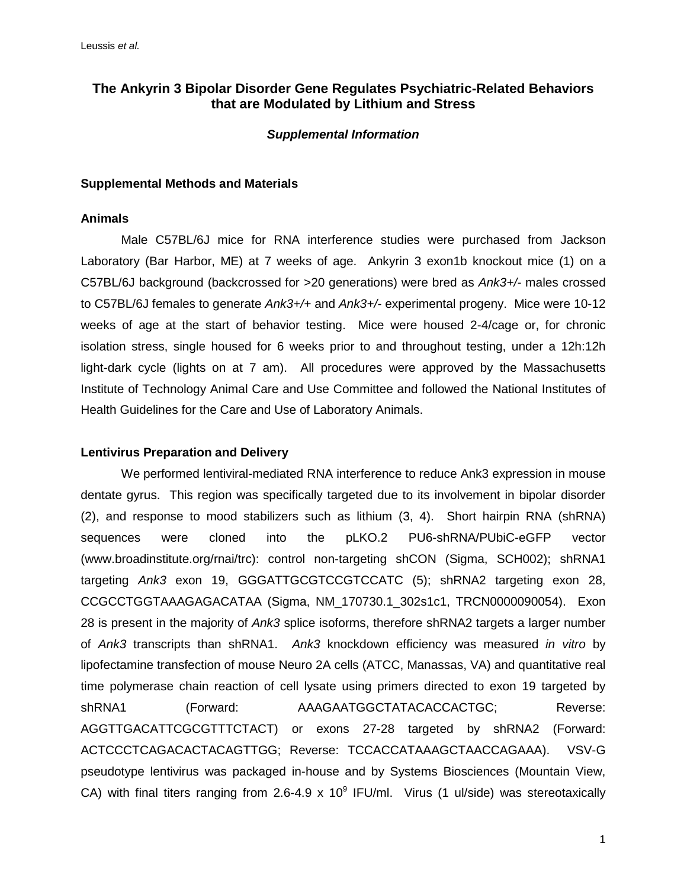# The Ankyrin 3 Bipolar Disorder Gene Regulates Psychiatric-Related Behaviors that are Modulated by Lithium and Stress

***Supplemental Information***

## Supplemental Methods and Materials

### Animals

Male C57BL/6J mice for RNA interference studies were purchased from Jackson Laboratory (Bar Harbor, ME) at 7 weeks of age. Ankyrin 3 exon1b knockout mice (1) on a C57BL/6J background (backcrossed for >20 generations) were bred as *Ank3+/-* males crossed to C57BL/6J females to generate *Ank3+/+* and *Ank3+/-* experimental progeny. Mice were 10-12 weeks of age at the start of behavior testing. Mice were housed 2-4/cage or, for chronic isolation stress, single housed for 6 weeks prior to and throughout testing, under a 12h:12h light-dark cycle (lights on at 7 am). All procedures were approved by the Massachusetts Institute of Technology Animal Care and Use Committee and followed the National Institutes of Health Guidelines for the Care and Use of Laboratory Animals.

### Lentivirus Preparation and Delivery

We performed lentiviral-mediated RNA interference to reduce Ank3 expression in mouse dentate gyrus. This region was specifically targeted due to its involvement in bipolar disorder (2), and response to mood stabilizers such as lithium (3, 4). Short hairpin RNA (shRNA) sequences were cloned into the pLKO.2 PU6-shRNA/PUbiC-eGFP vector (www.broadinstitute.org/rnai/trc): control non-targeting shCON (Sigma, SCH002); shRNA1 targeting *Ank3* exon 19, GGGATTGCGTCCGTCCATC (5); shRNA2 targeting exon 28, CCGCCTGGTAAAGAGACATAA (Sigma, NM_170730.1_302s1c1, TRCN0000090054). Exon 28 is present in the majority of *Ank3* splice isoforms, therefore shRNA2 targets a larger number of *Ank3* transcripts than shRNA1. *Ank3* knockdown efficiency was measured *in vitro* by lipofectamine transfection of mouse Neuro 2A cells (ATCC, Manassas, VA) and quantitative real time polymerase chain reaction of cell lysate using primers directed to exon 19 targeted by shRNA1 (Forward: AAAGAATGGCTATACACCACTGC; Reverse: AGGTTGACATTCGCGTTTCTACT) or exons 27-28 targeted by shRNA2 (Forward: ACTCCCTCAGACACTACAGTTGG; Reverse: TCCACCATAAAGCTAACCAGAAA). VSV-G pseudotype lentivirus was packaged in-house and by Systems Biosciences (Mountain View, CA) with final titers ranging from 2.6-4.9 x $10^9$ IFU/ml. Virus (1 ul/side) was stereotaxically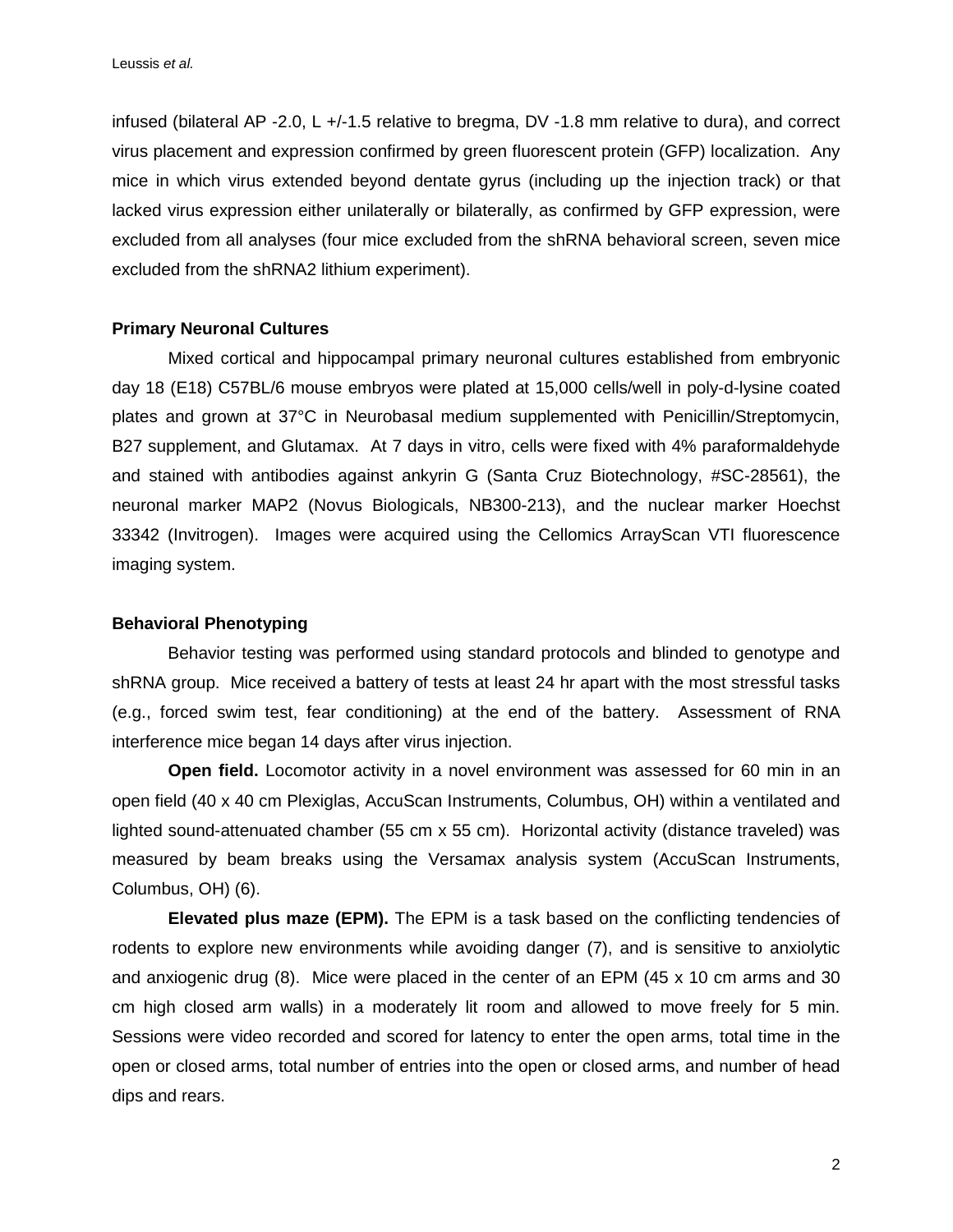infused (bilateral AP -2.0, L +/-1.5 relative to bregma, DV -1.8 mm relative to dura), and correct virus placement and expression confirmed by green fluorescent protein (GFP) localization. Any mice in which virus extended beyond dentate gyrus (including up the injection track) or that lacked virus expression either unilaterally or bilaterally, as confirmed by GFP expression, were excluded from all analyses (four mice excluded from the shRNA behavioral screen, seven mice excluded from the shRNA2 lithium experiment).

**Primary Neuronal Cultures**

Mixed cortical and hippocampal primary neuronal cultures established from embryonic day 18 (E18) C57BL/6 mouse embryos were plated at 15,000 cells/well in poly-d-lysine coated plates and grown at 37°C in Neurobasal medium supplemented with Penicillin/Streptomycin, B27 supplement, and Glutamax. At 7 days in vitro, cells were fixed with 4% paraformaldehyde and stained with antibodies against ankyrin G (Santa Cruz Biotechnology, #SC-28561), the neuronal marker MAP2 (Novus Biologicals, NB300-213), and the nuclear marker Hoechst 33342 (Invitrogen). Images were acquired using the Cellomics ArrayScan VTI fluorescence imaging system.

**Behavioral Phenotyping**

Behavior testing was performed using standard protocols and blinded to genotype and shRNA group. Mice received a battery of tests at least 24 hr apart with the most stressful tasks (e.g., forced swim test, fear conditioning) at the end of the battery. Assessment of RNA interference mice began 14 days after virus injection.

**Open field.** Locomotor activity in a novel environment was assessed for 60 min in an open field (40 x 40 cm Plexiglas, AccuScan Instruments, Columbus, OH) within a ventilated and lighted sound-attenuated chamber (55 cm x 55 cm). Horizontal activity (distance traveled) was measured by beam breaks using the Versamax analysis system (AccuScan Instruments, Columbus, OH) (6).

**Elevated plus maze (EPM).** The EPM is a task based on the conflicting tendencies of rodents to explore new environments while avoiding danger (7), and is sensitive to anxiolytic and anxiogenic drug (8). Mice were placed in the center of an EPM (45 x 10 cm arms and 30 cm high closed arm walls) in a moderately lit room and allowed to move freely for 5 min. Sessions were video recorded and scored for latency to enter the open arms, total time in the open or closed arms, total number of entries into the open or closed arms, and number of head dips and rears.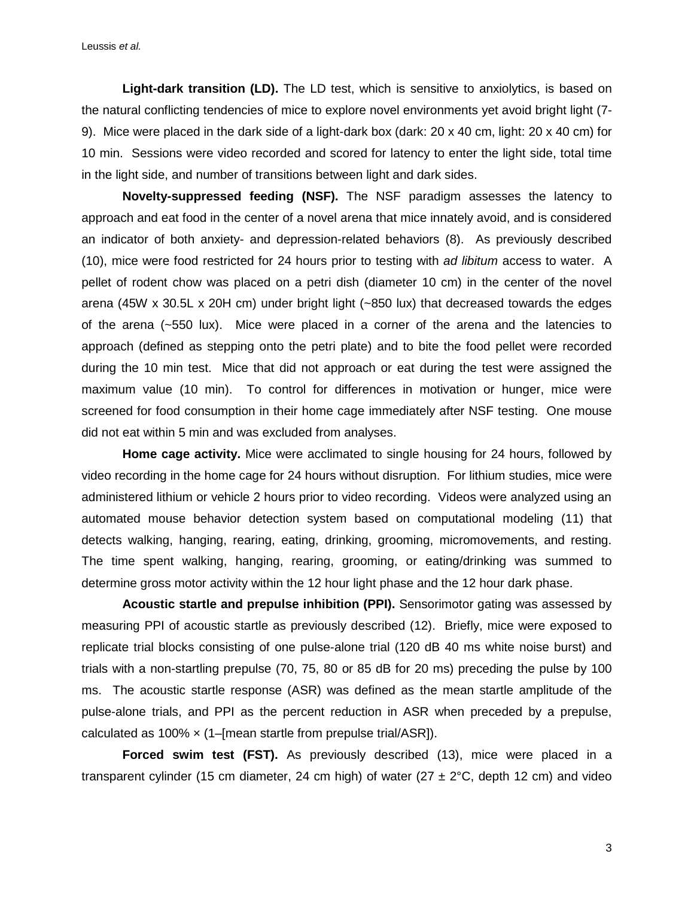**Light-dark transition (LD).** The LD test, which is sensitive to anxiolytics, is based on the natural conflicting tendencies of mice to explore novel environments yet avoid bright light (7-9). Mice were placed in the dark side of a light-dark box (dark: 20 x 40 cm, light: 20 x 40 cm) for 10 min. Sessions were video recorded and scored for latency to enter the light side, total time in the light side, and number of transitions between light and dark sides.

**Novelty-suppressed feeding (NSF).** The NSF paradigm assesses the latency to approach and eat food in the center of a novel arena that mice innately avoid, and is considered an indicator of both anxiety- and depression-related behaviors (8). As previously described (10), mice were food restricted for 24 hours prior to testing with *ad libitum* access to water. A pellet of rodent chow was placed on a petri dish (diameter 10 cm) in the center of the novel arena (45W x 30.5L x 20H cm) under bright light (~850 lux) that decreased towards the edges of the arena (~550 lux). Mice were placed in a corner of the arena and the latencies to approach (defined as stepping onto the petri plate) and to bite the food pellet were recorded during the 10 min test. Mice that did not approach or eat during the test were assigned the maximum value (10 min). To control for differences in motivation or hunger, mice were screened for food consumption in their home cage immediately after NSF testing. One mouse did not eat within 5 min and was excluded from analyses.

**Home cage activity.** Mice were acclimated to single housing for 24 hours, followed by video recording in the home cage for 24 hours without disruption. For lithium studies, mice were administered lithium or vehicle 2 hours prior to video recording. Videos were analyzed using an automated mouse behavior detection system based on computational modeling (11) that detects walking, hanging, rearing, eating, drinking, grooming, micromovements, and resting. The time spent walking, hanging, rearing, grooming, or eating/drinking was summed to determine gross motor activity within the 12 hour light phase and the 12 hour dark phase.

**Acoustic startle and prepulse inhibition (PPI).** Sensorimotor gating was assessed by measuring PPI of acoustic startle as previously described (12). Briefly, mice were exposed to replicate trial blocks consisting of one pulse-alone trial (120 dB 40 ms white noise burst) and trials with a non-startling prepulse (70, 75, 80 or 85 dB for 20 ms) preceding the pulse by 100 ms. The acoustic startle response (ASR) was defined as the mean startle amplitude of the pulse-alone trials, and PPI as the percent reduction in ASR when preceded by a prepulse, calculated as 100% × (1–[mean startle from prepulse trial/ASR]).

**Forced swim test (FST).** As previously described (13), mice were placed in a transparent cylinder (15 cm diameter, 24 cm high) of water (27 ± 2°C, depth 12 cm) and video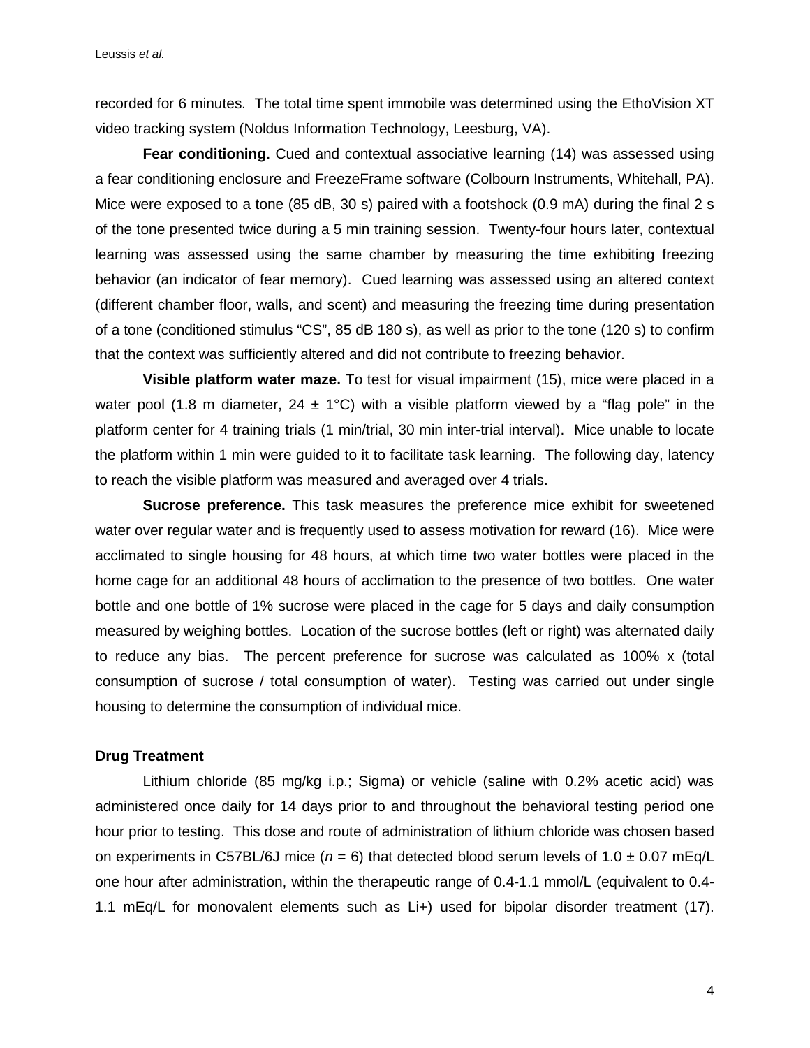recorded for 6 minutes. The total time spent immobile was determined using the EthoVision XT video tracking system (Noldus Information Technology, Leesburg, VA).

**Fear conditioning.** Cued and contextual associative learning (14) was assessed using a fear conditioning enclosure and FreezeFrame software (Colbourn Instruments, Whitehall, PA). Mice were exposed to a tone (85 dB, 30 s) paired with a footshock (0.9 mA) during the final 2 s of the tone presented twice during a 5 min training session. Twenty-four hours later, contextual learning was assessed using the same chamber by measuring the time exhibiting freezing behavior (an indicator of fear memory). Cued learning was assessed using an altered context (different chamber floor, walls, and scent) and measuring the freezing time during presentation of a tone (conditioned stimulus "CS", 85 dB 180 s), as well as prior to the tone (120 s) to confirm that the context was sufficiently altered and did not contribute to freezing behavior.

**Visible platform water maze.** To test for visual impairment (15), mice were placed in a water pool (1.8 m diameter, 24 ± 1°C) with a visible platform viewed by a "flag pole" in the platform center for 4 training trials (1 min/trial, 30 min inter-trial interval). Mice unable to locate the platform within 1 min were guided to it to facilitate task learning. The following day, latency to reach the visible platform was measured and averaged over 4 trials.

**Sucrose preference.** This task measures the preference mice exhibit for sweetened water over regular water and is frequently used to assess motivation for reward (16). Mice were acclimated to single housing for 48 hours, at which time two water bottles were placed in the home cage for an additional 48 hours of acclimation to the presence of two bottles. One water bottle and one bottle of 1% sucrose were placed in the cage for 5 days and daily consumption measured by weighing bottles. Location of the sucrose bottles (left or right) was alternated daily to reduce any bias. The percent preference for sucrose was calculated as 100% x (total consumption of sucrose / total consumption of water). Testing was carried out under single housing to determine the consumption of individual mice.

### Drug Treatment

Lithium chloride (85 mg/kg i.p.; Sigma) or vehicle (saline with 0.2% acetic acid) was administered once daily for 14 days prior to and throughout the behavioral testing period one hour prior to testing. This dose and route of administration of lithium chloride was chosen based on experiments in C57BL/6J mice ($n$ = 6) that detected blood serum levels of 1.0 ± 0.07 mEq/L one hour after administration, within the therapeutic range of 0.4-1.1 mmol/L (equivalent to 0.4-1.1 mEq/L for monovalent elements such as $Li^+$) used for bipolar disorder treatment (17).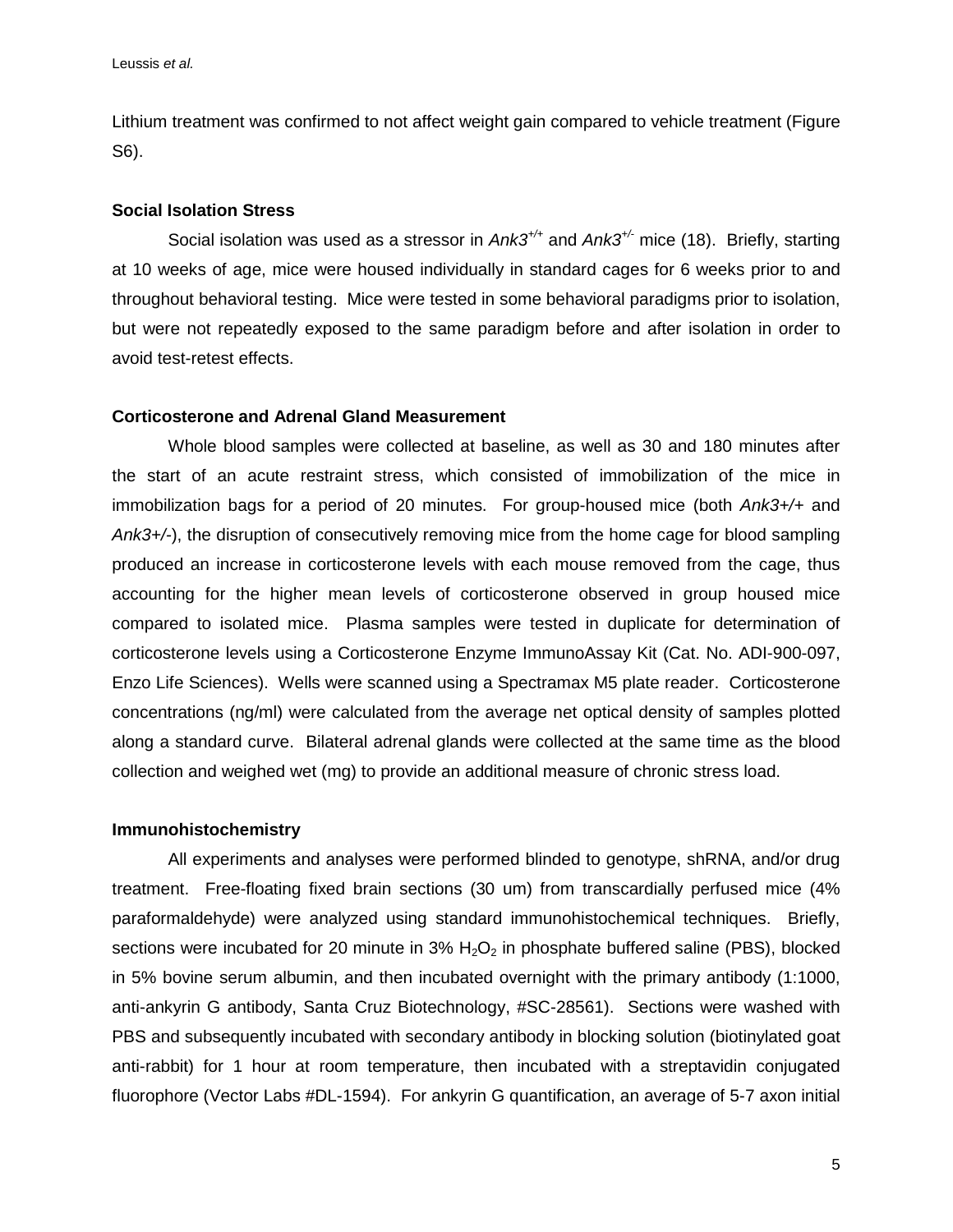Lithium treatment was confirmed to not affect weight gain compared to vehicle treatment (Figure S6).

**Social Isolation Stress**

Social isolation was used as a stressor in *Ank3*$^{+/+}$ and *Ank3*$^{+/-}$ mice (18). Briefly, starting at 10 weeks of age, mice were housed individually in standard cages for 6 weeks prior to and throughout behavioral testing. Mice were tested in some behavioral paradigms prior to isolation, but were not repeatedly exposed to the same paradigm before and after isolation in order to avoid test-retest effects.

**Corticosterone and Adrenal Gland Measurement**

Whole blood samples were collected at baseline, as well as 30 and 180 minutes after the start of an acute restraint stress, which consisted of immobilization of the mice in immobilization bags for a period of 20 minutes. For group-housed mice (both *Ank3+/+* and *Ank3+/-*), the disruption of consecutively removing mice from the home cage for blood sampling produced an increase in corticosterone levels with each mouse removed from the cage, thus accounting for the higher mean levels of corticosterone observed in group housed mice compared to isolated mice. Plasma samples were tested in duplicate for determination of corticosterone levels using a Corticosterone Enzyme ImmunoAssay Kit (Cat. No. ADI-900-097, Enzo Life Sciences). Wells were scanned using a Spectramax M5 plate reader. Corticosterone concentrations (ng/ml) were calculated from the average net optical density of samples plotted along a standard curve. Bilateral adrenal glands were collected at the same time as the blood collection and weighed wet (mg) to provide an additional measure of chronic stress load.

**Immunohistochemistry**

All experiments and analyses were performed blinded to genotype, shRNA, and/or drug treatment. Free-floating fixed brain sections (30 um) from transcardially perfused mice (4% paraformaldehyde) were analyzed using standard immunohistochemical techniques. Briefly, sections were incubated for 20 minute in 3% $H_2O_2$ in phosphate buffered saline (PBS), blocked in 5% bovine serum albumin, and then incubated overnight with the primary antibody (1:1000, anti-ankyrin G antibody, Santa Cruz Biotechnology, #SC-28561). Sections were washed with PBS and subsequently incubated with secondary antibody in blocking solution (biotinylated goat anti-rabbit) for 1 hour at room temperature, then incubated with a streptavidin conjugated fluorophore (Vector Labs #DL-1594). For ankyrin G quantification, an average of 5-7 axon initial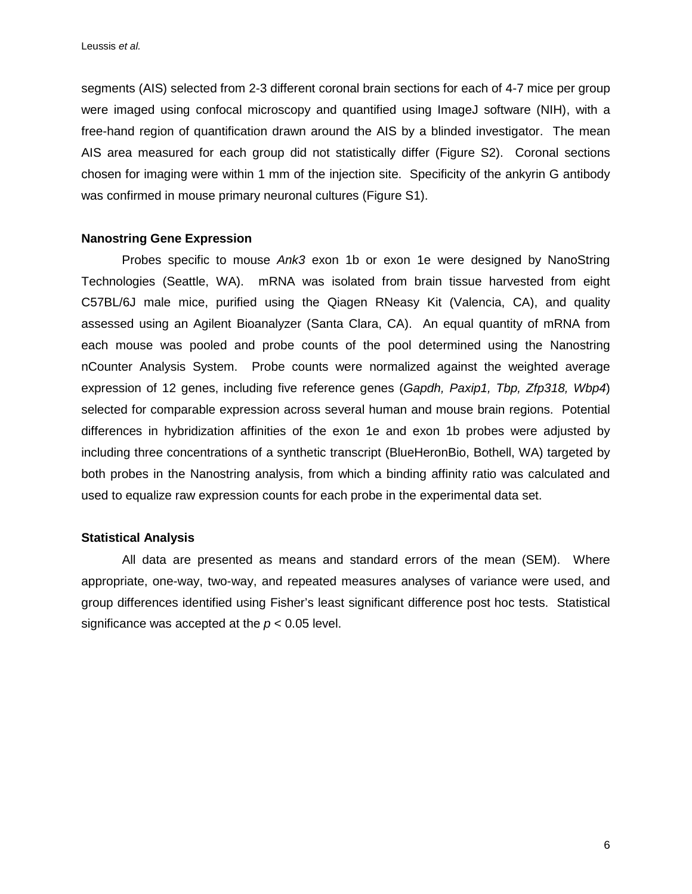segments (AIS) selected from 2-3 different coronal brain sections for each of 4-7 mice per group were imaged using confocal microscopy and quantified using ImageJ software (NIH), with a free-hand region of quantification drawn around the AIS by a blinded investigator. The mean AIS area measured for each group did not statistically differ (Figure S2). Coronal sections chosen for imaging were within 1 mm of the injection site. Specificity of the ankyrin G antibody was confirmed in mouse primary neuronal cultures (Figure S1).

### Nanostring Gene Expression

Probes specific to mouse *Ank3* exon 1b or exon 1e were designed by NanoString Technologies (Seattle, WA). mRNA was isolated from brain tissue harvested from eight C57BL/6J male mice, purified using the Qiagen RNeasy Kit (Valencia, CA), and quality assessed using an Agilent Bioanalyzer (Santa Clara, CA). An equal quantity of mRNA from each mouse was pooled and probe counts of the pool determined using the Nanostring nCounter Analysis System. Probe counts were normalized against the weighted average expression of 12 genes, including five reference genes (*Gapdh, Paxip1, Tbp, Zfp318, Wbp4*) selected for comparable expression across several human and mouse brain regions. Potential differences in hybridization affinities of the exon 1e and exon 1b probes were adjusted by including three concentrations of a synthetic transcript (BlueHeronBio, Bothell, WA) targeted by both probes in the Nanostring analysis, from which a binding affinity ratio was calculated and used to equalize raw expression counts for each probe in the experimental data set.

### Statistical Analysis

All data are presented as means and standard errors of the mean (SEM). Where appropriate, one-way, two-way, and repeated measures analyses of variance were used, and group differences identified using Fisher's least significant difference post hoc tests. Statistical significance was accepted at the $p < 0.05$ level.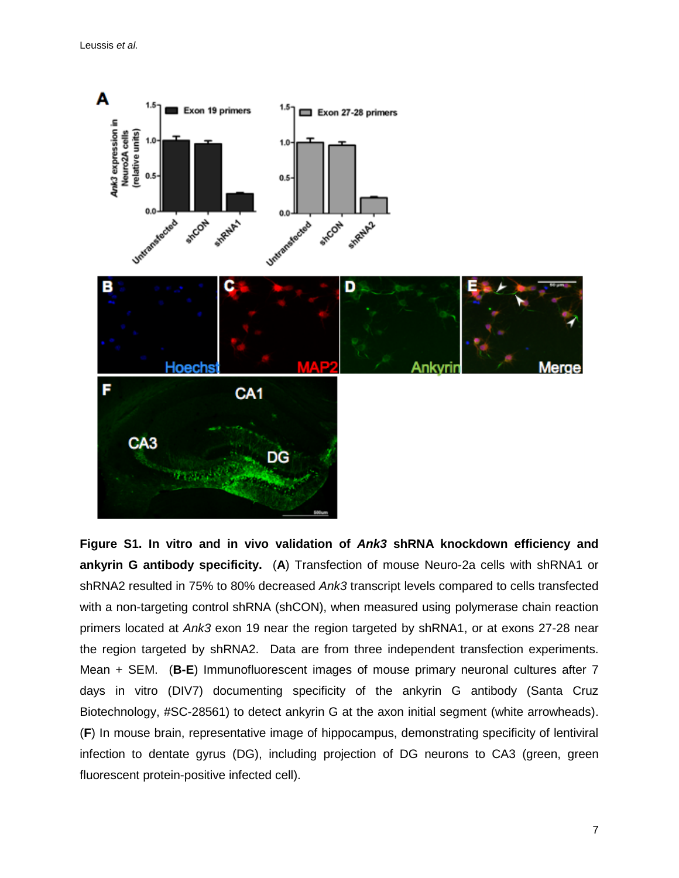A

Ank3 expression in Neuro2A cells (relative units)

1.5
1.0
0.5
0.0

Exon 19 primers

Untransfected
shCON
shRNA1

1.5
1.0
0.5
0.0

Exon 27-28 primers

Untransfected
shCON
shRNA2

B Hoechst

C MAP2

D Ankyrin

E Merge

60 μm

F

CA1

CA3

DG

500um

**Figure S1. In vitro and in vivo validation of *Ank3* shRNA knockdown efficiency and ankyrin G antibody specificity.** (**A**) Transfection of mouse Neuro-2a cells with shRNA1 or shRNA2 resulted in 75% to 80% decreased *Ank3* transcript levels compared to cells transfected with a non-targeting control shRNA (shCON), when measured using polymerase chain reaction primers located at *Ank3* exon 19 near the region targeted by shRNA1, or at exons 27-28 near the region targeted by shRNA2. Data are from three independent transfection experiments. Mean + SEM. (**B-E**) Immunofluorescent images of mouse primary neuronal cultures after 7 days in vitro (DIV7) documenting specificity of the ankyrin G antibody (Santa Cruz Biotechnology, #SC-28561) to detect ankyrin G at the axon initial segment (white arrowheads). (**F**) In mouse brain, representative image of hippocampus, demonstrating specificity of lentiviral infection to dentate gyrus (DG), including projection of DG neurons to CA3 (green, green fluorescent protein-positive infected cell).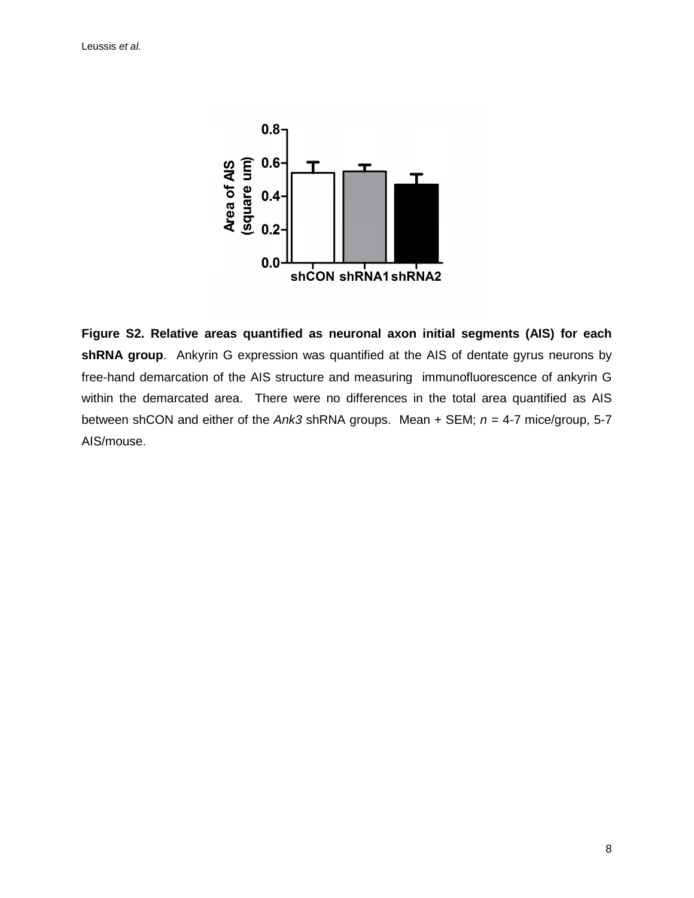0.8
0.6
0.4
0.2
0.0
Area of AIS (square um)
shCON shRNA1 shRNA2

**Figure S2. Relative areas quantified as neuronal axon initial segments (AIS) for each shRNA group**. Ankyrin G expression was quantified at the AIS of dentate gyrus neurons by free-hand demarcation of the AIS structure and measuring immunofluorescence of ankyrin G within the demarcated area. There were no differences in the total area quantified as AIS between shCON and either of the *Ank3* shRNA groups. Mean + SEM; *n* = 4-7 mice/group, 5-7 AIS/mouse.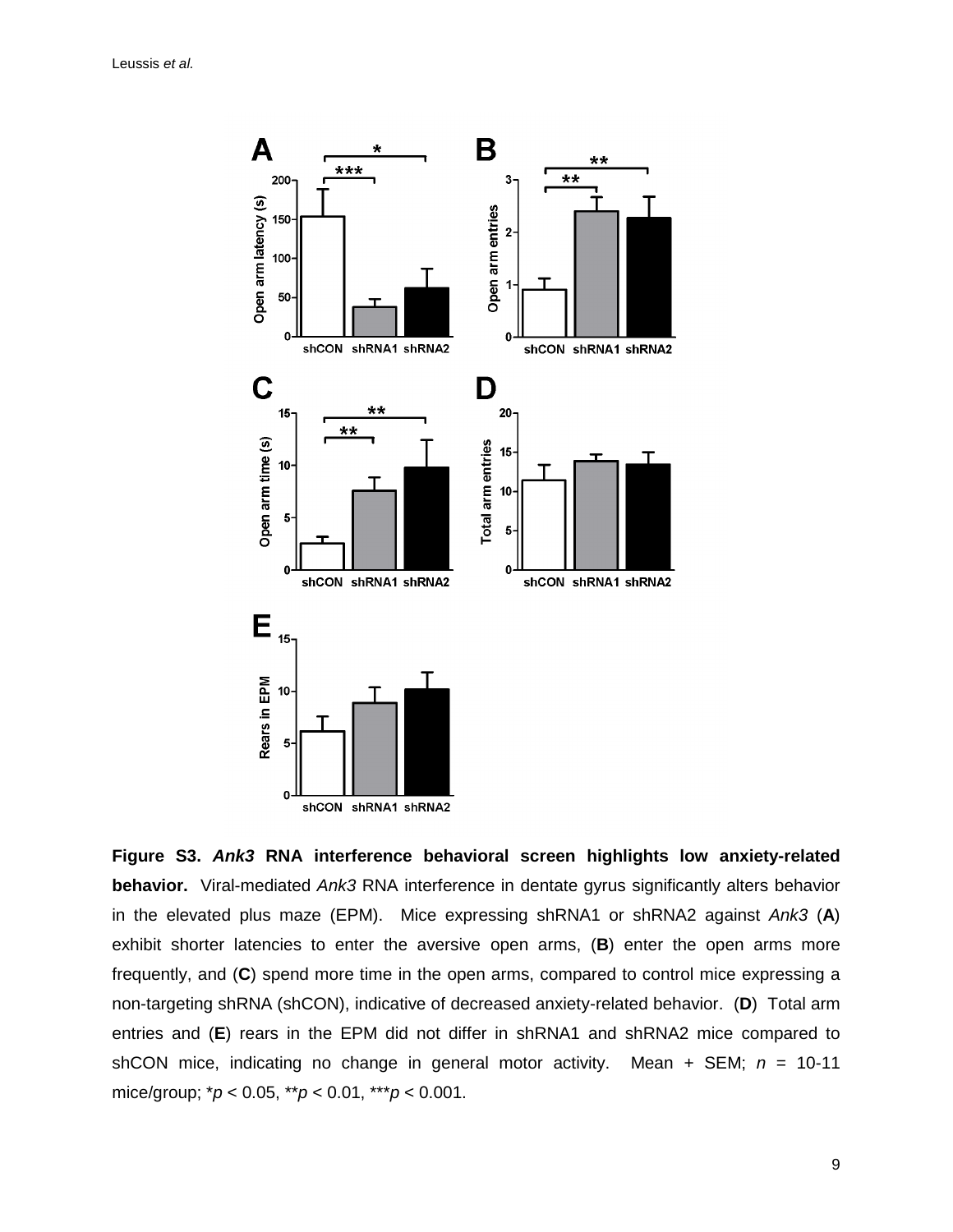A

Open arm latency (s)

200

150

100

50

0

shCON shRNA1 shRNA2

*

***

B

Open arm entries

3

2

1

0

shCON shRNA1 shRNA2

**

**

C

Open arm time (s)

15

10

5

0

shCON shRNA1 shRNA2

**

**

D

Total arm entries

20

15

10

5

0

shCON shRNA1 shRNA2

E

Rears in EPM

15

10

5

0

shCON shRNA1 shRNA2

**Figure S3. *Ank3* RNA interference behavioral screen highlights low anxiety-related behavior.** Viral-mediated *Ank3* RNA interference in dentate gyrus significantly alters behavior in the elevated plus maze (EPM). Mice expressing shRNA1 or shRNA2 against *Ank3* (**A**) exhibit shorter latencies to enter the aversive open arms, (**B**) enter the open arms more frequently, and (**C**) spend more time in the open arms, compared to control mice expressing a non-targeting shRNA (shCON), indicative of decreased anxiety-related behavior. (**D**) Total arm entries and (**E**) rears in the EPM did not differ in shRNA1 and shRNA2 mice compared to shCON mice, indicating no change in general motor activity. Mean + SEM; $n$ = 10-11 mice/group; \*$p < 0.05$, \*\*$p < 0.01$, \*\*\*$p < 0.001$.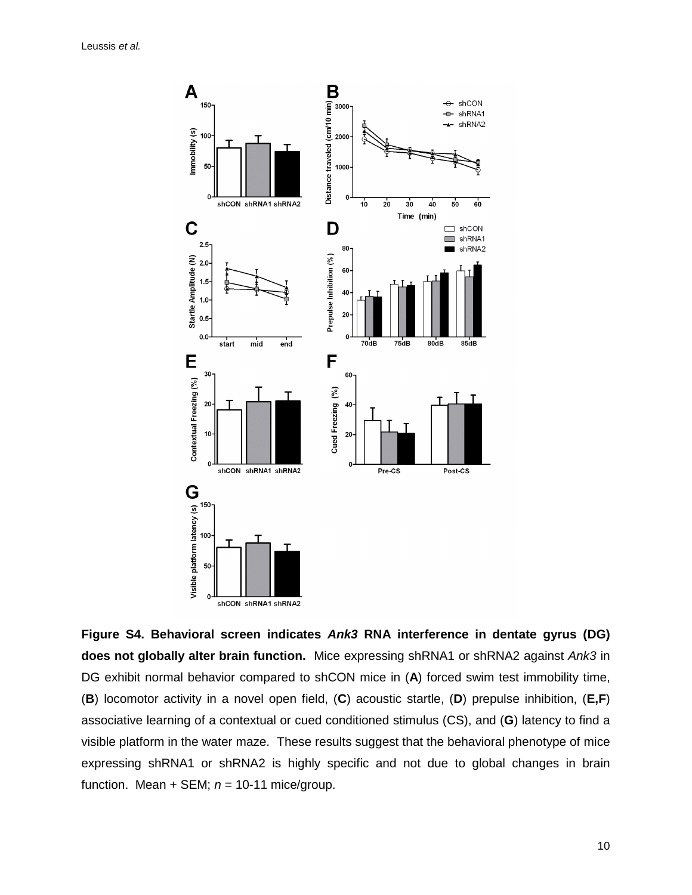A

Immobility (s)

150

100

50

0

shCON shRNA1 shRNA2

B

Distance traveled (cm/10 min)

3000

2000

1000

0

10 20 30 40 50 60

Time (min)

shCON

shRNA1

shRNA2

C

Startle Amplitude (N)

2.5

2.0

1.5

1.0

0.5

0.0

start mid end

D

shCON

shRNA1

shRNA2

Prepulse Inhibition (%)

80

60

40

20

0

70dB 75dB 80dB 85dB

E

Contextual Freezing (%)

30

20

10

0

shCON shRNA1 shRNA2

F

Cued Freezing (%)

60

40

20

0

Pre-CS Post-CS

G

Visible platform latency (s)

150

100

50

0

shCON shRNA1 shRNA2

**Figure S4. Behavioral screen indicates *Ank3* RNA interference in dentate gyrus (DG) does not globally alter brain function.** Mice expressing shRNA1 or shRNA2 against *Ank3* in DG exhibit normal behavior compared to shCON mice in (**A**) forced swim test immobility time, (**B**) locomotor activity in a novel open field, (**C**) acoustic startle, (**D**) prepulse inhibition, (**E,F**) associative learning of a contextual or cued conditioned stimulus (CS), and (**G**) latency to find a visible platform in the water maze. These results suggest that the behavioral phenotype of mice expressing shRNA1 or shRNA2 is highly specific and not due to global changes in brain function. Mean + SEM; *n* = 10-11 mice/group.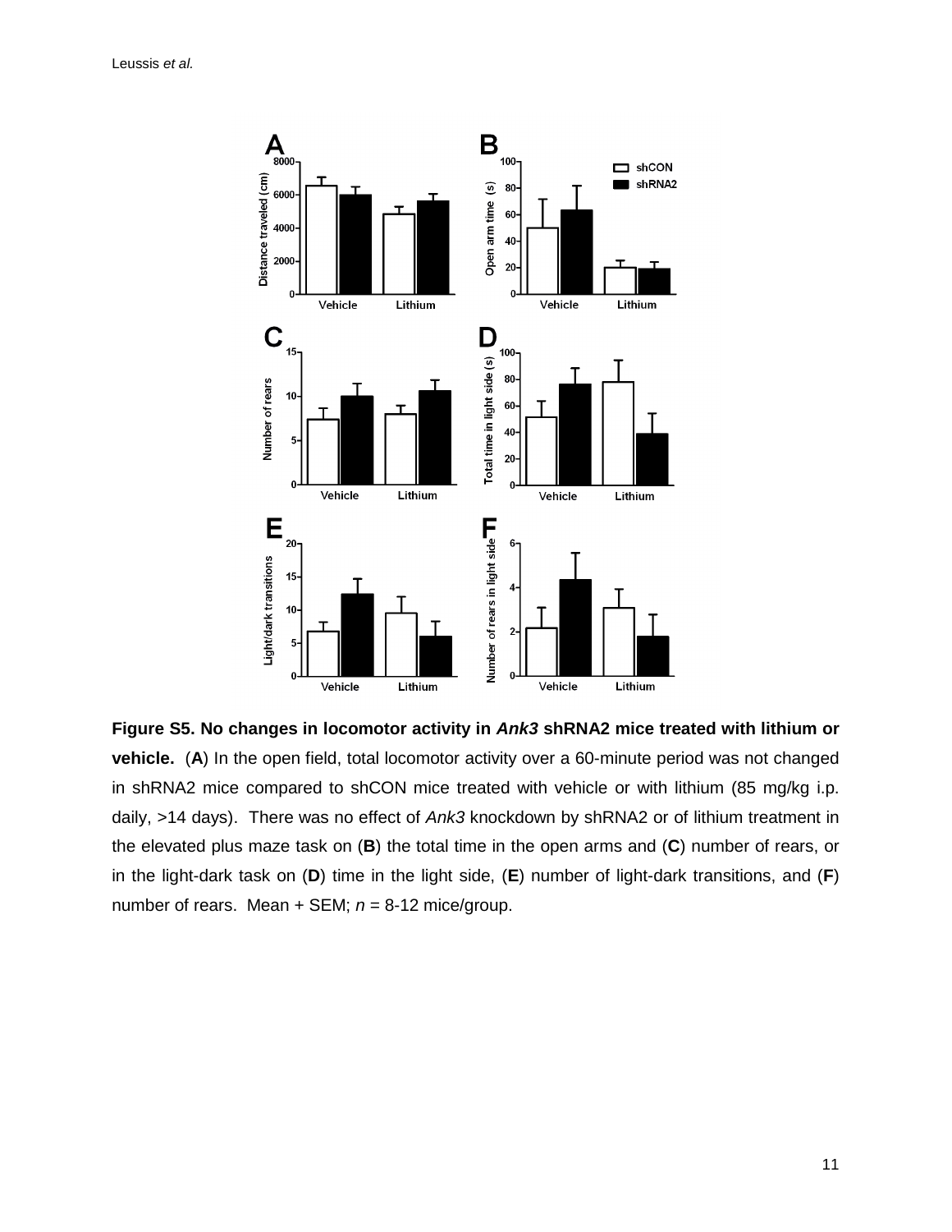A
8000
6000
4000
2000
0
Distance traveled (cm)
Vehicle
Lithium

B
100
80
60
40
20
0
Open arm time (s)
shCON
shRNA2
Vehicle
Lithium

C
15
10
5
0
Number of rears
Vehicle
Lithium

D
100
80
60
40
20
0
Total time in light side (s)
Vehicle
Lithium

E
20
15
10
5
0
Light/dark transitions
Vehicle
Lithium

F
6
4
2
0
Number of rears in light side
Vehicle
Lithium

**Figure S5. No changes in locomotor activity in *Ank3* shRNA2 mice treated with lithium or vehicle.** (**A**) In the open field, total locomotor activity over a 60-minute period was not changed in shRNA2 mice compared to shCON mice treated with vehicle or with lithium (85 mg/kg i.p. daily, >14 days). There was no effect of *Ank3* knockdown by shRNA2 or of lithium treatment in the elevated plus maze task on (**B**) the total time in the open arms and (**C**) number of rears, or in the light-dark task on (**D**) time in the light side, (**E**) number of light-dark transitions, and (**F**) number of rears. Mean + SEM; *n* = 8-12 mice/group.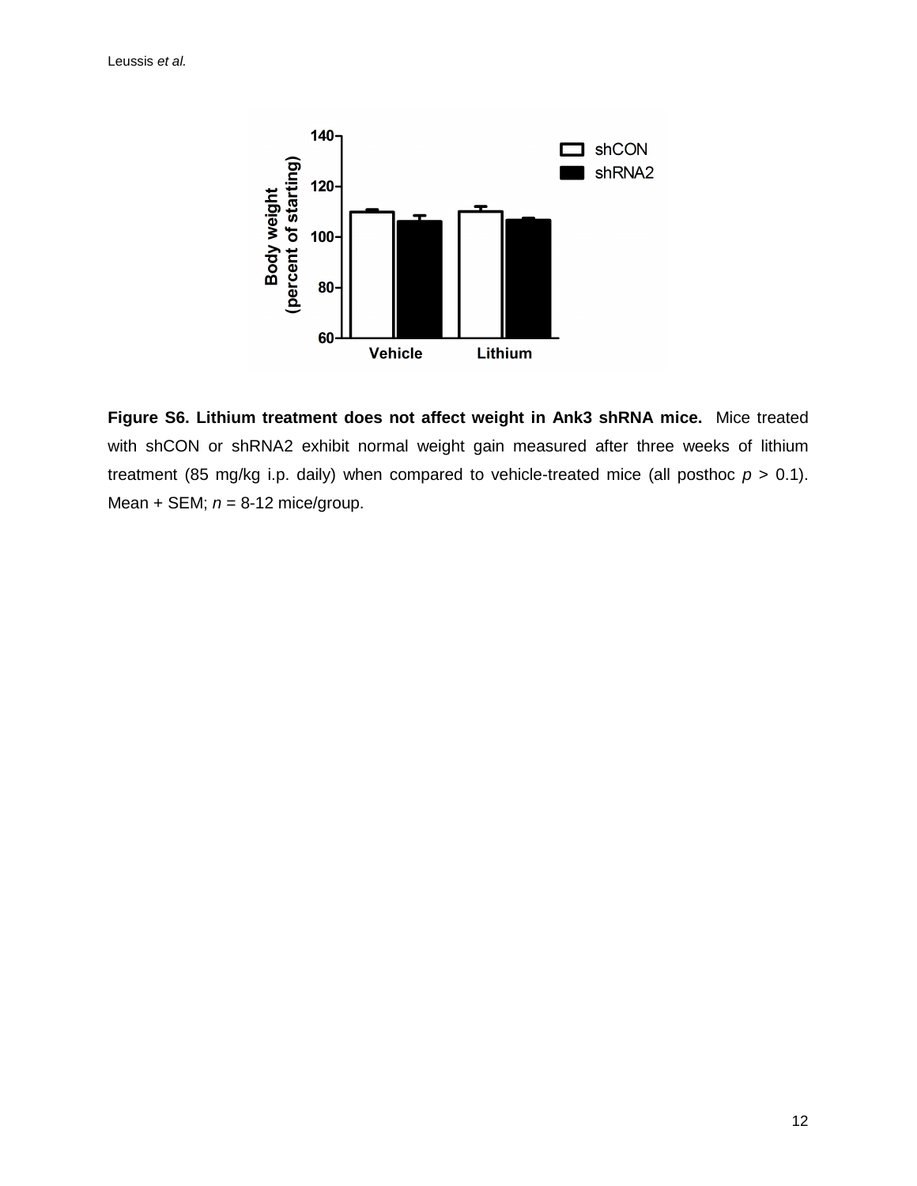140
120
100
80
60

Body weight
(percent of starting)

shCON
shRNA2

Vehicle
Lithium

**Figure S6. Lithium treatment does not affect weight in Ank3 shRNA mice.** Mice treated with shCON or shRNA2 exhibit normal weight gain measured after three weeks of lithium treatment (85 mg/kg i.p. daily) when compared to vehicle-treated mice (all posthoc $p > 0.1$). Mean + SEM; $n$ = 8-12 mice/group.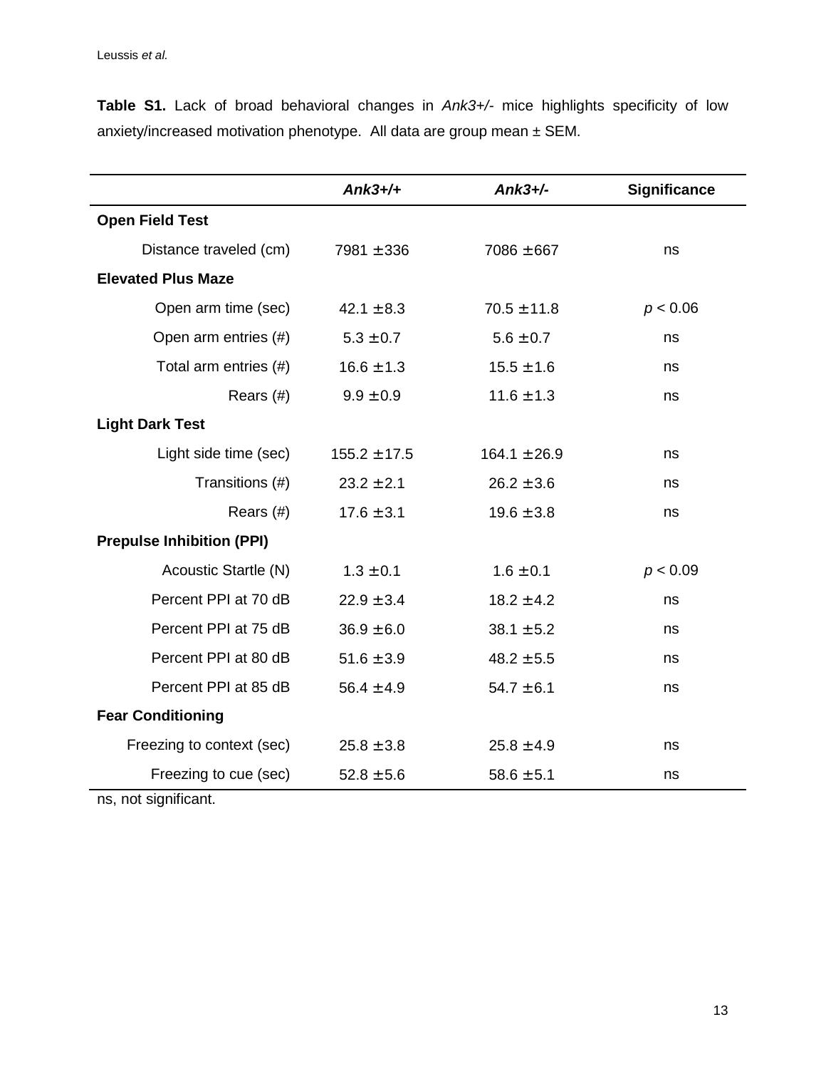**Table S1.** Lack of broad behavioral changes in *Ank3+/-* mice highlights specificity of low anxiety/increased motivation phenotype. All data are group mean ± SEM.

| | ***Ank3+/+*** | ***Ank3+/-*** | **Significance** |
|---|---|---|---|
| **Open Field Test** | | | |
| Distance traveled (cm) | 7981 ± 336 | 7086 ± 667 | ns |
| **Elevated Plus Maze** | | | |
| Open arm time (sec) | 42.1 ± 8.3 | 70.5 ± 11.8 | $p < 0.06$ |
| Open arm entries (#) | 5.3 ± 0.7 | 5.6 ± 0.7 | ns |
| Total arm entries (#) | 16.6 ± 1.3 | 15.5 ± 1.6 | ns |
| Rears (#) | 9.9 ± 0.9 | 11.6 ± 1.3 | ns |
| **Light Dark Test** | | | |
| Light side time (sec) | 155.2 ± 17.5 | 164.1 ± 26.9 | ns |
| Transitions (#) | 23.2 ± 2.1 | 26.2 ± 3.6 | ns |
| Rears (#) | 17.6 ± 3.1 | 19.6 ± 3.8 | ns |
| **Prepulse Inhibition (PPI)** | | | |
| Acoustic Startle (N) | 1.3 ± 0.1 | 1.6 ± 0.1 | $p < 0.09$ |
| Percent PPI at 70 dB | 22.9 ± 3.4 | 18.2 ± 4.2 | ns |
| Percent PPI at 75 dB | 36.9 ± 6.0 | 38.1 ± 5.2 | ns |
| Percent PPI at 80 dB | 51.6 ± 3.9 | 48.2 ± 5.5 | ns |
| Percent PPI at 85 dB | 56.4 ± 4.9 | 54.7 ± 6.1 | ns |
| **Fear Conditioning** | | | |
| Freezing to context (sec) | 25.8 ± 3.8 | 25.8 ± 4.9 | ns |
| Freezing to cue (sec) | 52.8 ± 5.6 | 58.6 ± 5.1 | ns |

ns, not significant.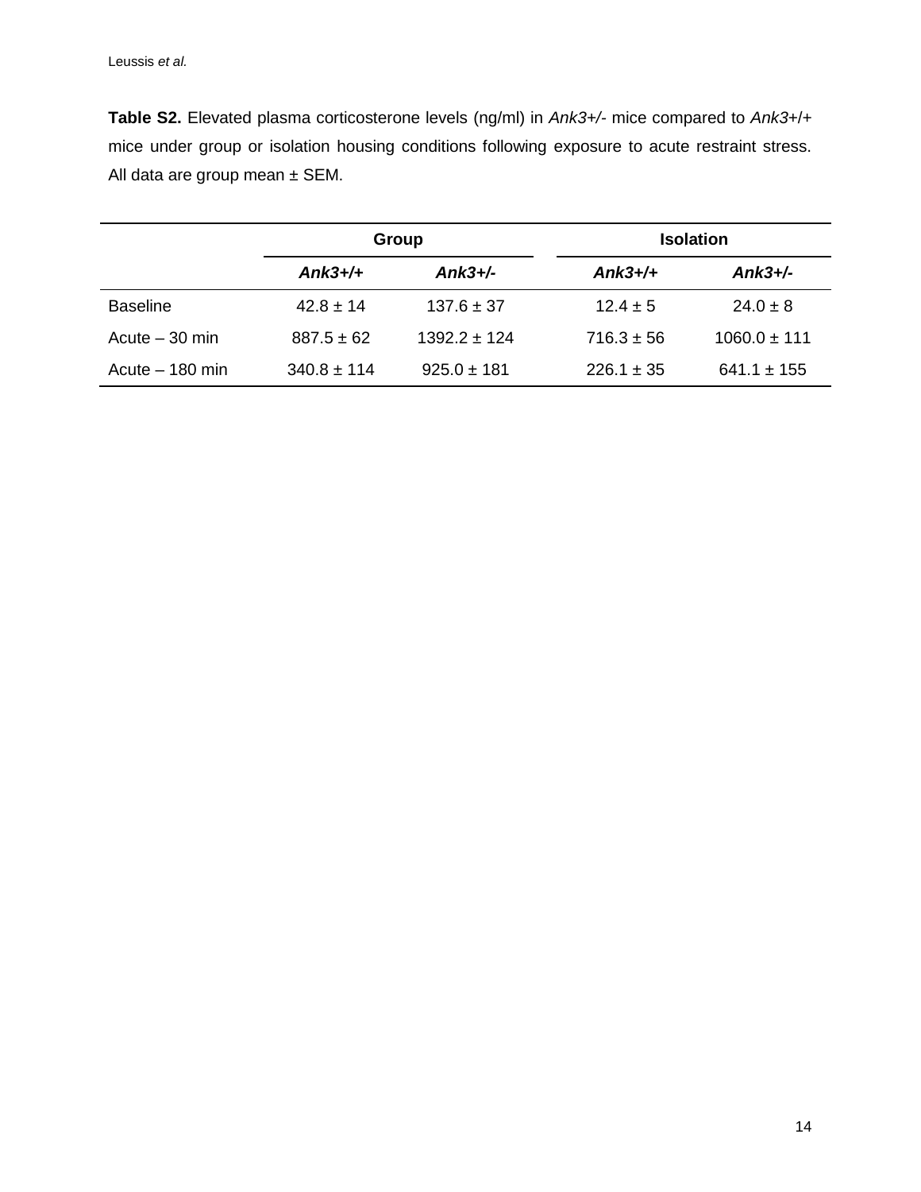**Table S2.** Elevated plasma corticosterone levels (ng/ml) in *Ank3+/-* mice compared to *Ank3*+/+ mice under group or isolation housing conditions following exposure to acute restraint stress. All data are group mean ± SEM.

| | Group | | Isolation | |
|---|---|---|---|---|
| | ***Ank3+/+*** | ***Ank3+/-*** | ***Ank3+/+*** | ***Ank3+/-*** |
| Baseline | 42.8 ± 14 | 137.6 ± 37 | 12.4 ± 5 | 24.0 ± 8 |
| Acute – 30 min | 887.5 ± 62 | 1392.2 ± 124 | 716.3 ± 56 | 1060.0 ± 111 |
| Acute – 180 min | 340.8 ± 114 | 925.0 ± 181 | 226.1 ± 35 | 641.1 ± 155 |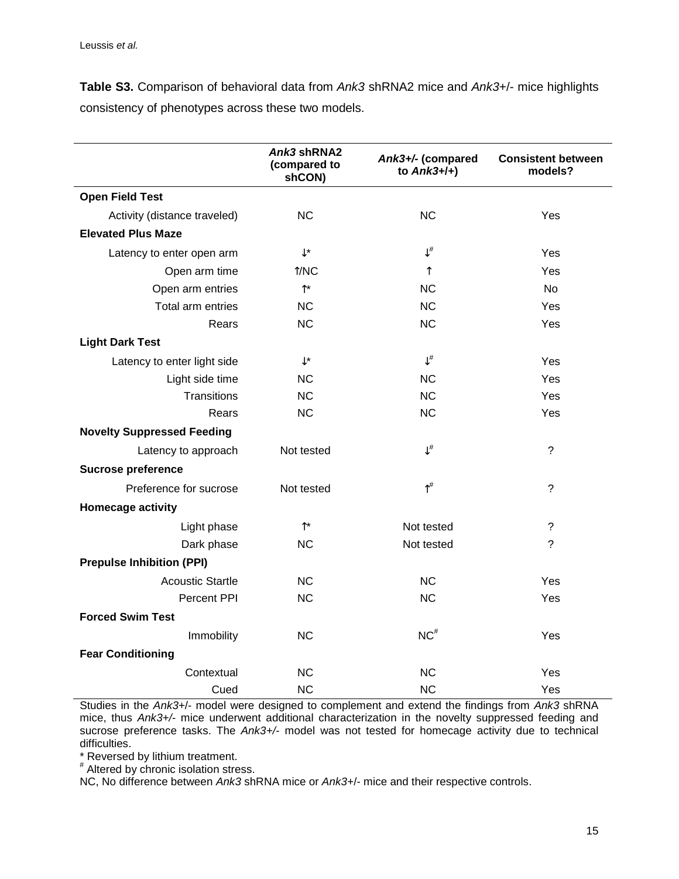**Table S3.** Comparison of behavioral data from *Ank3* shRNA2 mice and *Ank3*+/- mice highlights consistency of phenotypes across these two models.

| | ***Ank3* shRNA2 (compared to shCON)** | ***Ank3*+/- (compared to *Ank3*+/+)** | **Consistent between models?** |
|---|---|---|---|
| **Open Field Test** | | | |
| Activity (distance traveled) | NC | NC | Yes |
| **Elevated Plus Maze** | | | |
| Latency to enter open arm | ↓* | ↓# | Yes |
| Open arm time | ↑/NC | ↑ | Yes |
| Open arm entries | ↑* | NC | No |
| Total arm entries | NC | NC | Yes |
| Rears | NC | NC | Yes |
| **Light Dark Test** | | | |
| Latency to enter light side | ↓* | ↓# | Yes |
| Light side time | NC | NC | Yes |
| Transitions | NC | NC | Yes |
| Rears | NC | NC | Yes |
| **Novelty Suppressed Feeding** | | | |
| Latency to approach | Not tested | ↓# | ? |
| **Sucrose preference** | | | |
| Preference for sucrose | Not tested | ↑# | ? |
| **Homecage activity** | | | |
| Light phase | ↑* | Not tested | ? |
| Dark phase | NC | Not tested | ? |
| **Prepulse Inhibition (PPI)** | | | |
| Acoustic Startle | NC | NC | Yes |
| Percent PPI | NC | NC | Yes |
| **Forced Swim Test** | | | |
| Immobility | NC | NC# | Yes |
| **Fear Conditioning** | | | |
| Contextual | NC | NC | Yes |
| Cued | NC | NC | Yes |

Studies in the *Ank3*+/- model were designed to complement and extend the findings from *Ank3* shRNA mice, thus *Ank3+/-* mice underwent additional characterization in the novelty suppressed feeding and sucrose preference tasks. The *Ank3+/-* model was not tested for homecage activity due to technical difficulties.

\* Reversed by lithium treatment.

\# Altered by chronic isolation stress.

NC, No difference between *Ank3* shRNA mice or *Ank3*+/- mice and their respective controls.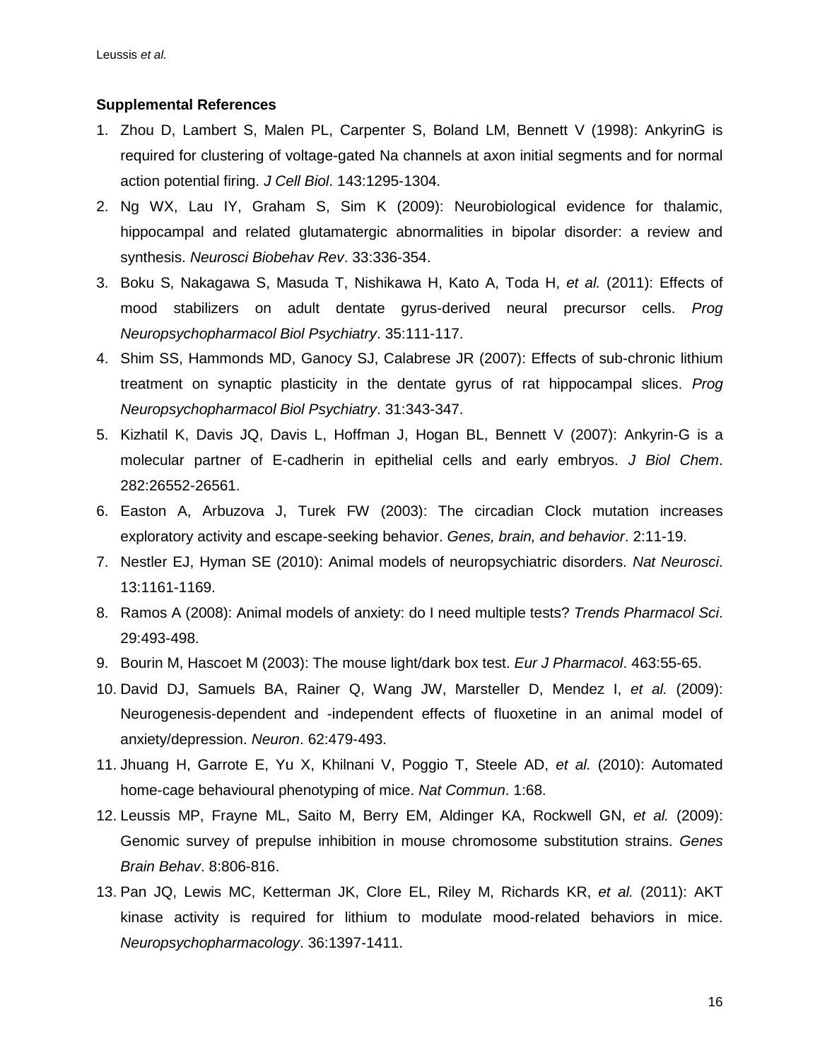**Supplemental References**

1. Zhou D, Lambert S, Malen PL, Carpenter S, Boland LM, Bennett V (1998): AnkyrinG is required for clustering of voltage-gated Na channels at axon initial segments and for normal action potential firing. *J Cell Biol*. 143:1295-1304.
2. Ng WX, Lau IY, Graham S, Sim K (2009): Neurobiological evidence for thalamic, hippocampal and related glutamatergic abnormalities in bipolar disorder: a review and synthesis. *Neurosci Biobehav Rev*. 33:336-354.
3. Boku S, Nakagawa S, Masuda T, Nishikawa H, Kato A, Toda H, *et al.* (2011): Effects of mood stabilizers on adult dentate gyrus-derived neural precursor cells. *Prog Neuropsychopharmacol Biol Psychiatry*. 35:111-117.
4. Shim SS, Hammonds MD, Ganocy SJ, Calabrese JR (2007): Effects of sub-chronic lithium treatment on synaptic plasticity in the dentate gyrus of rat hippocampal slices. *Prog Neuropsychopharmacol Biol Psychiatry*. 31:343-347.
5. Kizhatil K, Davis JQ, Davis L, Hoffman J, Hogan BL, Bennett V (2007): Ankyrin-G is a molecular partner of E-cadherin in epithelial cells and early embryos. *J Biol Chem*. 282:26552-26561.
6. Easton A, Arbuzova J, Turek FW (2003): The circadian Clock mutation increases exploratory activity and escape-seeking behavior. *Genes, brain, and behavior*. 2:11-19.
7. Nestler EJ, Hyman SE (2010): Animal models of neuropsychiatric disorders. *Nat Neurosci*. 13:1161-1169.
8. Ramos A (2008): Animal models of anxiety: do I need multiple tests? *Trends Pharmacol Sci*. 29:493-498.
9. Bourin M, Hascoet M (2003): The mouse light/dark box test. *Eur J Pharmacol*. 463:55-65.
10. David DJ, Samuels BA, Rainer Q, Wang JW, Marsteller D, Mendez I, *et al.* (2009): Neurogenesis-dependent and -independent effects of fluoxetine in an animal model of anxiety/depression. *Neuron*. 62:479-493.
11. Jhuang H, Garrote E, Yu X, Khilnani V, Poggio T, Steele AD, *et al.* (2010): Automated home-cage behavioural phenotyping of mice. *Nat Commun*. 1:68.
12. Leussis MP, Frayne ML, Saito M, Berry EM, Aldinger KA, Rockwell GN, *et al.* (2009): Genomic survey of prepulse inhibition in mouse chromosome substitution strains. *Genes Brain Behav*. 8:806-816.
13. Pan JQ, Lewis MC, Ketterman JK, Clore EL, Riley M, Richards KR, *et al.* (2011): AKT kinase activity is required for lithium to modulate mood-related behaviors in mice. *Neuropsychopharmacology*. 36:1397-1411.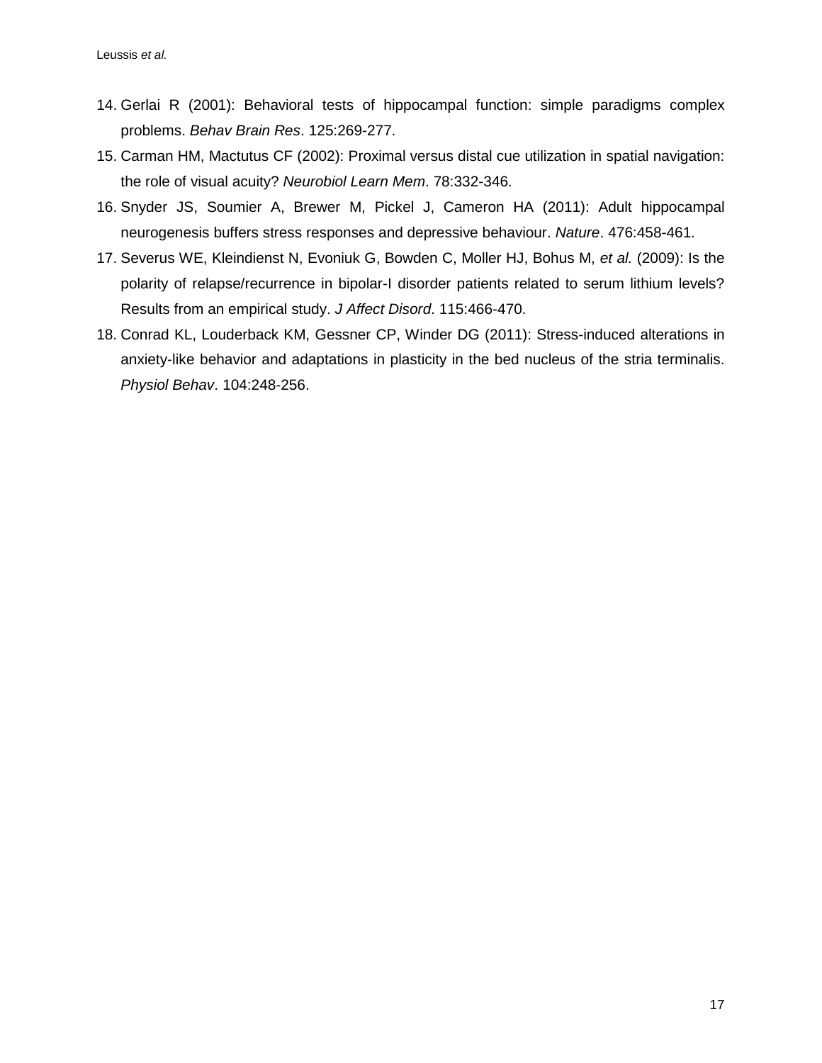14. Gerlai R (2001): Behavioral tests of hippocampal function: simple paradigms complex problems. *Behav Brain Res*. 125:269-277.
15. Carman HM, Mactutus CF (2002): Proximal versus distal cue utilization in spatial navigation: the role of visual acuity? *Neurobiol Learn Mem*. 78:332-346.
16. Snyder JS, Soumier A, Brewer M, Pickel J, Cameron HA (2011): Adult hippocampal neurogenesis buffers stress responses and depressive behaviour. *Nature*. 476:458-461.
17. Severus WE, Kleindienst N, Evoniuk G, Bowden C, Moller HJ, Bohus M, *et al.* (2009): Is the polarity of relapse/recurrence in bipolar-I disorder patients related to serum lithium levels? Results from an empirical study. *J Affect Disord*. 115:466-470.
18. Conrad KL, Louderback KM, Gessner CP, Winder DG (2011): Stress-induced alterations in anxiety-like behavior and adaptations in plasticity in the bed nucleus of the stria terminalis. *Physiol Behav*. 104:248-256.